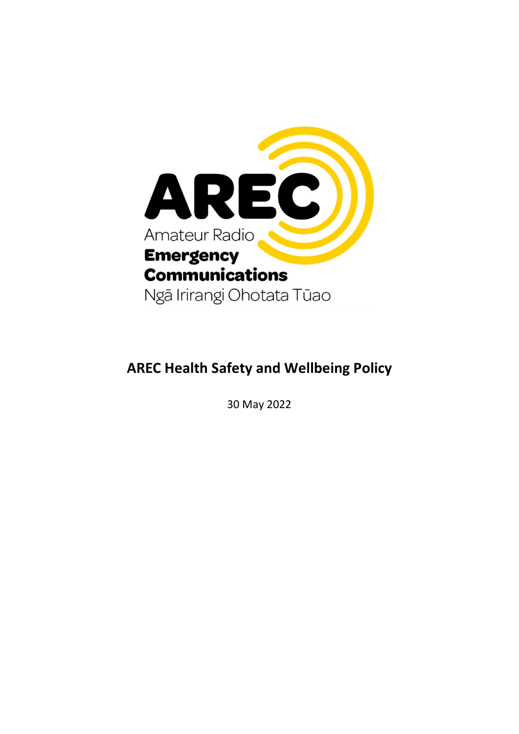AREC

Amateur Radio
**Emergency Communications**
Ngā Irirangi Ohotata Tūao

# AREC Health Safety and Wellbeing Policy

30 May 2022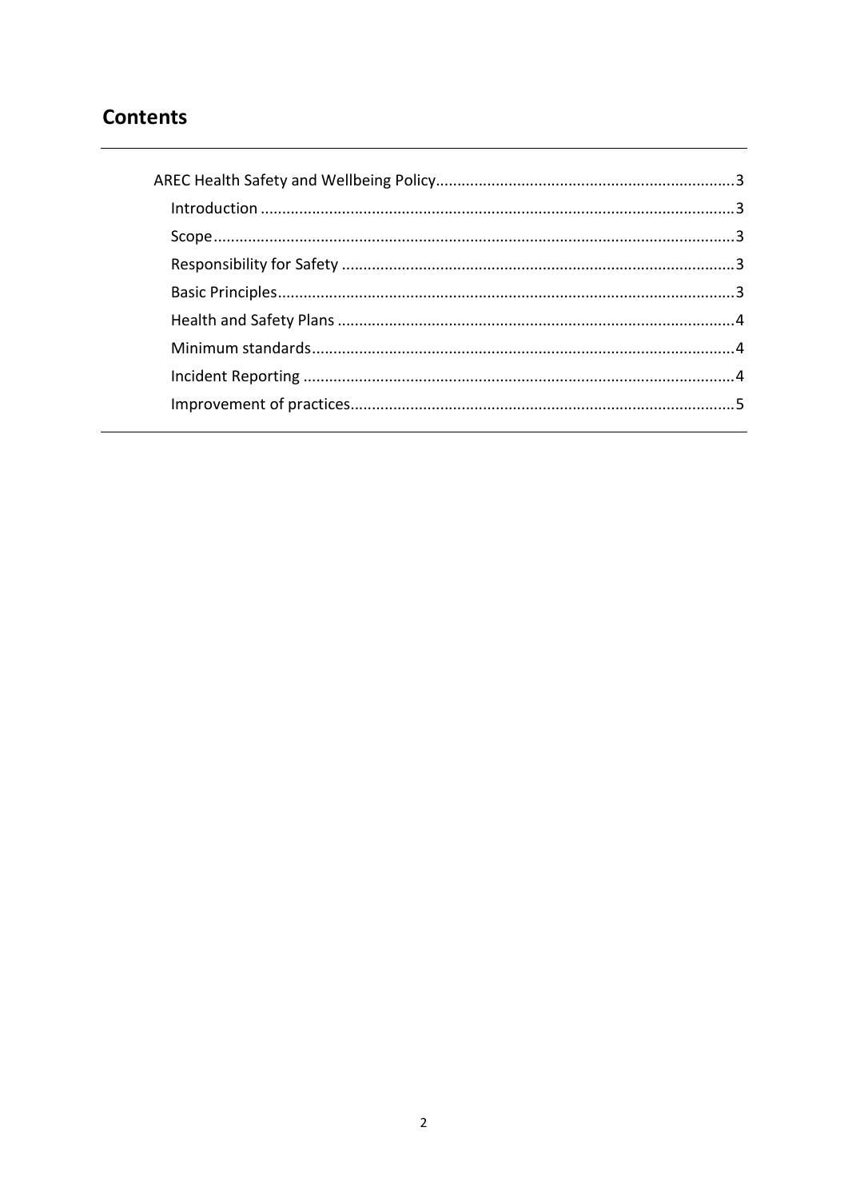## Contents

- AREC Health Safety and Wellbeing Policy ..... 3
  - Introduction ..... 3
  - Scope ..... 3
  - Responsibility for Safety ..... 3
  - Basic Principles ..... 3
  - Health and Safety Plans ..... 4
  - Minimum standards ..... 4
  - Incident Reporting ..... 4
  - Improvement of practices ..... 5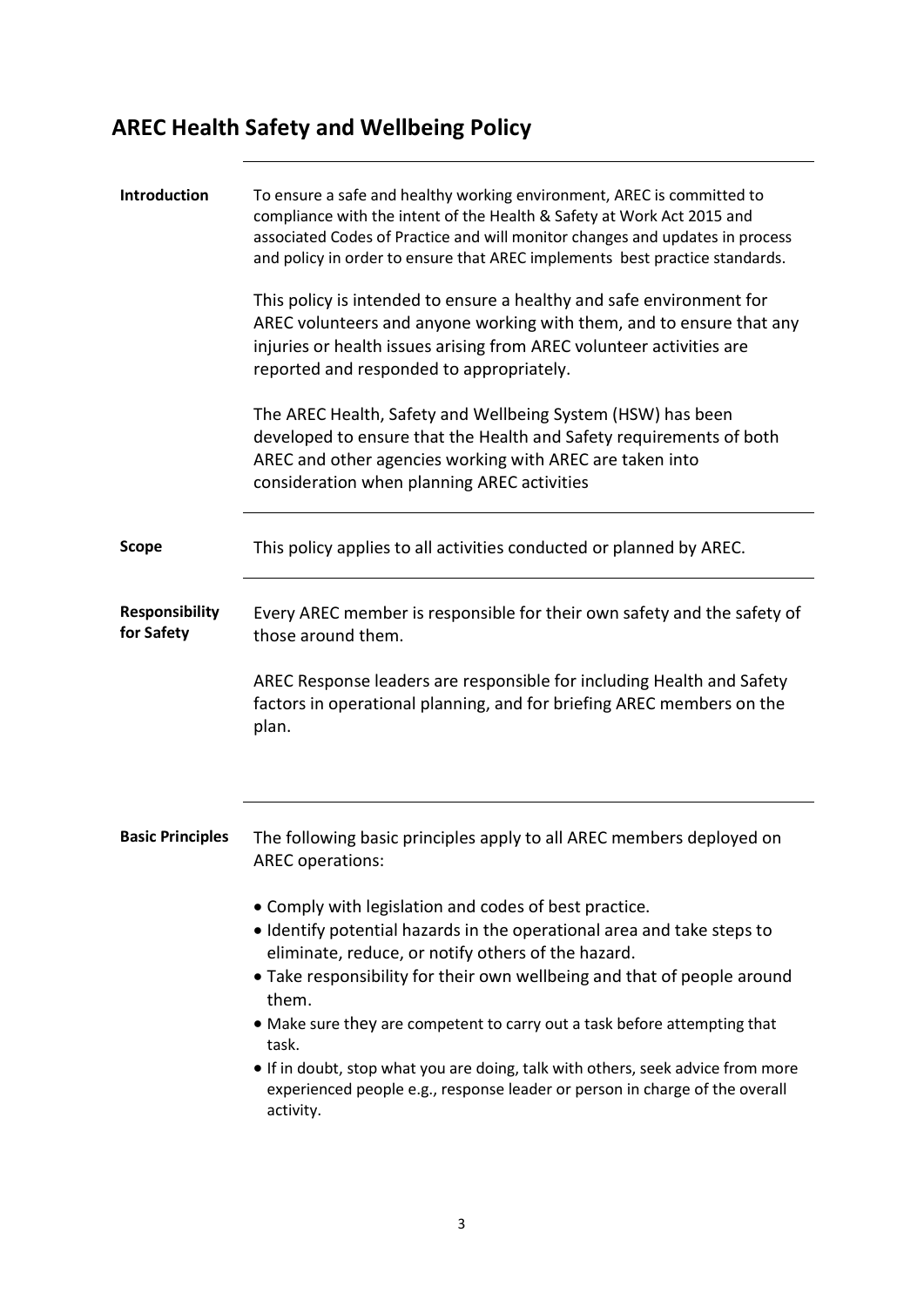## AREC Health Safety and Wellbeing Policy

**Introduction**

To ensure a safe and healthy working environment, AREC is committed to compliance with the intent of the Health & Safety at Work Act 2015 and associated Codes of Practice and will monitor changes and updates in process and policy in order to ensure that AREC implements best practice standards.

This policy is intended to ensure a healthy and safe environment for AREC volunteers and anyone working with them, and to ensure that any injuries or health issues arising from AREC volunteer activities are reported and responded to appropriately.

The AREC Health, Safety and Wellbeing System (HSW) has been developed to ensure that the Health and Safety requirements of both AREC and other agencies working with AREC are taken into consideration when planning AREC activities

**Scope**

This policy applies to all activities conducted or planned by AREC.

**Responsibility for Safety**

Every AREC member is responsible for their own safety and the safety of those around them.

AREC Response leaders are responsible for including Health and Safety factors in operational planning, and for briefing AREC members on the plan.

**Basic Principles**

The following basic principles apply to all AREC members deployed on AREC operations:

- Comply with legislation and codes of best practice.
- Identify potential hazards in the operational area and take steps to eliminate, reduce, or notify others of the hazard.
- Take responsibility for their own wellbeing and that of people around them.
- Make sure they are competent to carry out a task before attempting that task.
- If in doubt, stop what you are doing, talk with others, seek advice from more experienced people e.g., response leader or person in charge of the overall activity.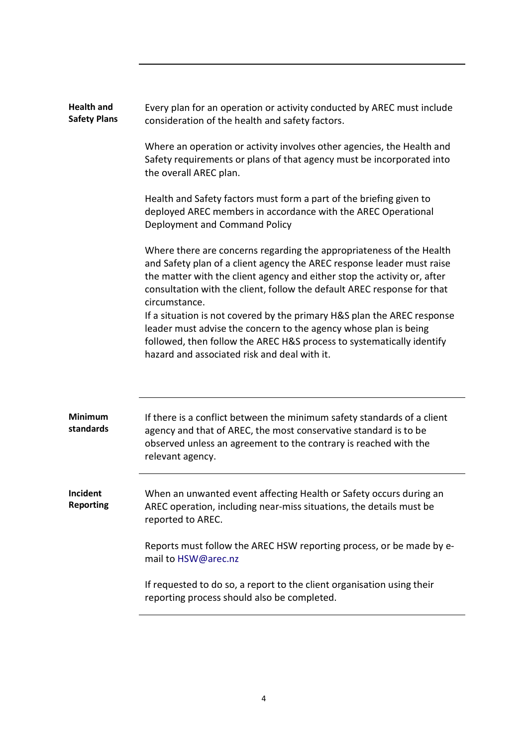### Health and Safety Plans

Every plan for an operation or activity conducted by AREC must include consideration of the health and safety factors.

Where an operation or activity involves other agencies, the Health and Safety requirements or plans of that agency must be incorporated into the overall AREC plan.

Health and Safety factors must form a part of the briefing given to deployed AREC members in accordance with the AREC Operational Deployment and Command Policy

Where there are concerns regarding the appropriateness of the Health and Safety plan of a client agency the AREC response leader must raise the matter with the client agency and either stop the activity or, after consultation with the client, follow the default AREC response for that circumstance.

If a situation is not covered by the primary H&S plan the AREC response leader must advise the concern to the agency whose plan is being followed, then follow the AREC H&S process to systematically identify hazard and associated risk and deal with it.

---

### Minimum standards

If there is a conflict between the minimum safety standards of a client agency and that of AREC, the most conservative standard is to be observed unless an agreement to the contrary is reached with the relevant agency.

---

### Incident Reporting

When an unwanted event affecting Health or Safety occurs during an AREC operation, including near-miss situations, the details must be reported to AREC.

Reports must follow the AREC HSW reporting process, or be made by e-mail to HSW@arec.nz

If requested to do so, a report to the client organisation using their reporting process should also be completed.

---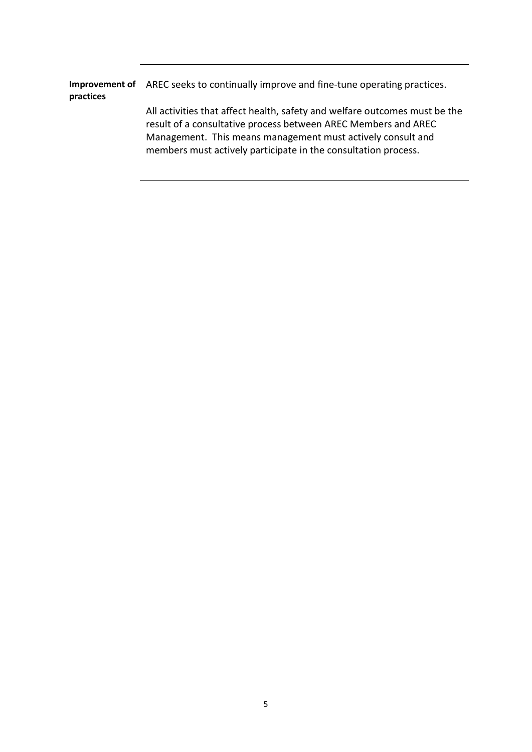**Improvement of practices**

AREC seeks to continually improve and fine-tune operating practices.

All activities that affect health, safety and welfare outcomes must be the result of a consultative process between AREC Members and AREC Management. This means management must actively consult and members must actively participate in the consultation process.